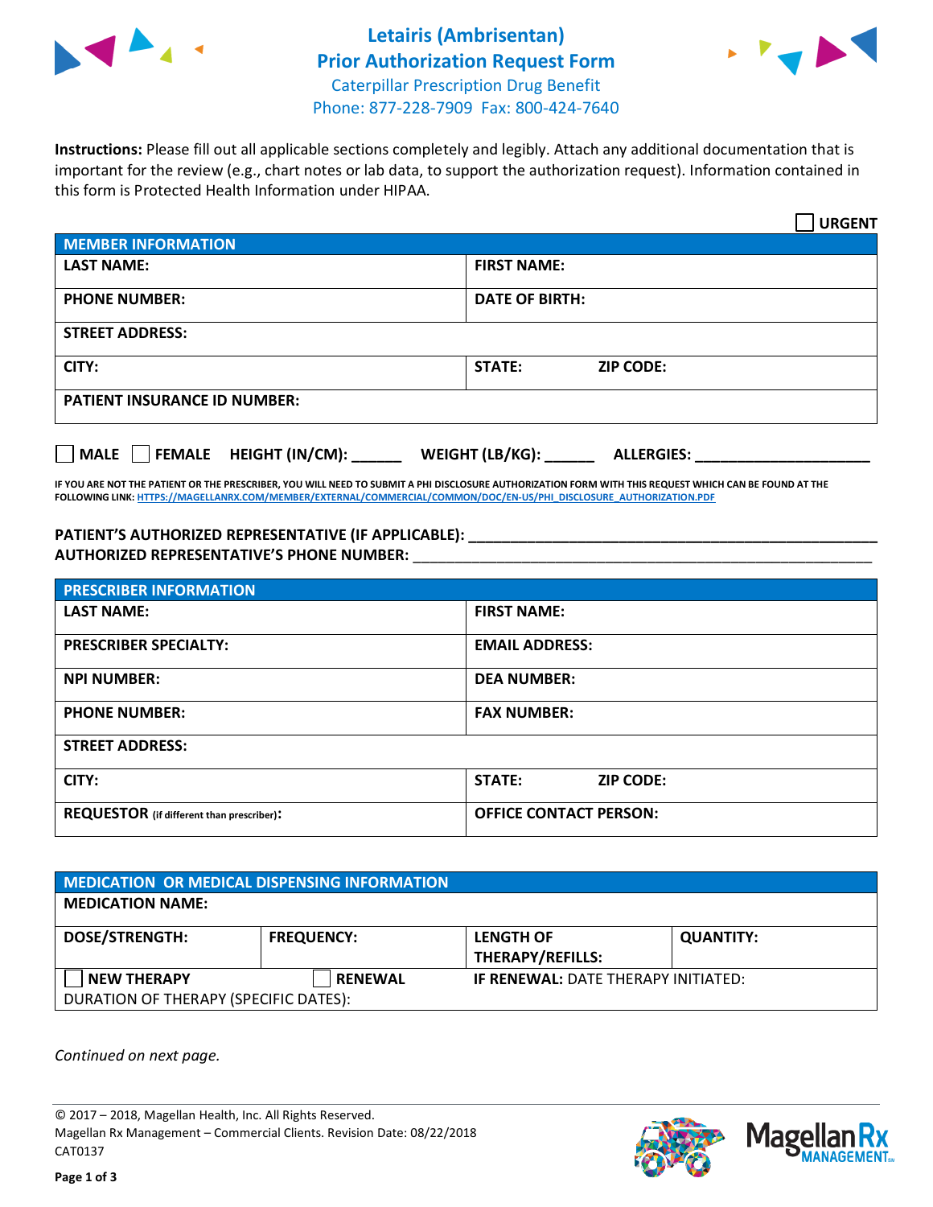# Letairis (Ambrisentan) Prior Authorization Request Form

Caterpillar Prescription Drug Benefit
Phone: 877-228-7909 Fax: 800-424-7640

**Instructions:** Please fill out all applicable sections completely and legibly. Attach any additional documentation that is important for the review (e.g., chart notes or lab data, to support the authorization request). Information contained in this form is Protected Health Information under HIPAA.

☐ **URGENT**

| **MEMBER INFORMATION** | |
|---|---|
| **LAST NAME:** | **FIRST NAME:** |
| **PHONE NUMBER:** | **DATE OF BIRTH:** |
| **STREET ADDRESS:** | |
| **CITY:** | **STATE:** **ZIP CODE:** |
| **PATIENT INSURANCE ID NUMBER:** | |

☐ **MALE** ☐ **FEMALE** **HEIGHT (IN/CM):** ______ **WEIGHT (LB/KG):** ______ **ALLERGIES:** ____________________

**IF YOU ARE NOT THE PATIENT OR THE PRESCRIBER, YOU WILL NEED TO SUBMIT A PHI DISCLOSURE AUTHORIZATION FORM WITH THIS REQUEST WHICH CAN BE FOUND AT THE FOLLOWING LINK: HTTPS://MAGELLANRX.COM/MEMBER/EXTERNAL/COMMERCIAL/COMMON/DOC/EN-US/PHI_DISCLOSURE_AUTHORIZATION.PDF**

**PATIENT'S AUTHORIZED REPRESENTATIVE (IF APPLICABLE):** ____________________
**AUTHORIZED REPRESENTATIVE'S PHONE NUMBER:** ____________________

| **PRESCRIBER INFORMATION** | |
|---|---|
| **LAST NAME:** | **FIRST NAME:** |
| **PRESCRIBER SPECIALTY:** | **EMAIL ADDRESS:** |
| **NPI NUMBER:** | **DEA NUMBER:** |
| **PHONE NUMBER:** | **FAX NUMBER:** |
| **STREET ADDRESS:** | |
| **CITY:** | **STATE:** **ZIP CODE:** |
| **REQUESTOR** (if different than prescriber)**:** | **OFFICE CONTACT PERSON:** |

| **MEDICATION OR MEDICAL DISPENSING INFORMATION** | | | |
|---|---|---|---|
| **MEDICATION NAME:** | | | |
| **DOSE/STRENGTH:** | **FREQUENCY:** | **LENGTH OF THERAPY/REFILLS:** | **QUANTITY:** |
| ☐ **NEW THERAPY** | ☐ **RENEWAL** | **IF RENEWAL:** DATE THERAPY INITIATED: | |
| DURATION OF THERAPY (SPECIFIC DATES): | | | |

*Continued on next page.*

© 2017 – 2018, Magellan Health, Inc. All Rights Reserved.
Magellan Rx Management – Commercial Clients. Revision Date: 08/22/2018
CAT0137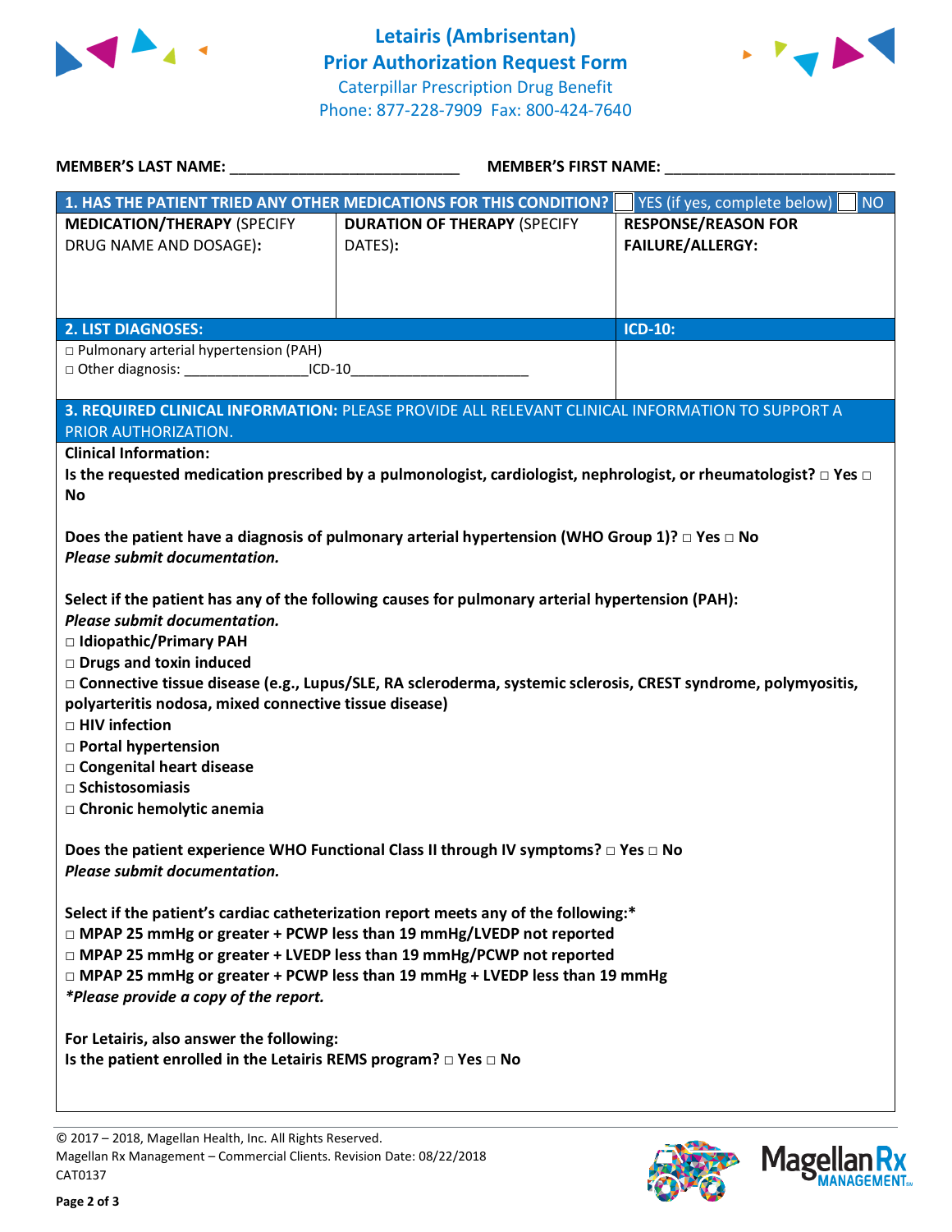# Letairis (Ambrisentan) Prior Authorization Request Form

Caterpillar Prescription Drug Benefit
Phone: 877-228-7909 Fax: 800-424-7640

**MEMBER'S LAST NAME:** ___________________________ **MEMBER'S FIRST NAME:** ___________________________

| **1. HAS THE PATIENT TRIED ANY OTHER MEDICATIONS FOR THIS CONDITION?** | | ☐ YES (if yes, complete below) ☐ NO |
|---|---|---|
| **MEDICATION/THERAPY** (SPECIFY DRUG NAME AND DOSAGE): | **DURATION OF THERAPY** (SPECIFY DATES): | **RESPONSE/REASON FOR FAILURE/ALLERGY:** |
| | | |

| **2. LIST DIAGNOSES:** | **ICD-10:** |
|---|---|
| □ Pulmonary arterial hypertension (PAH)<br>□ Other diagnosis: _______________ICD-10______________________ | |

**3. REQUIRED CLINICAL INFORMATION:** PLEASE PROVIDE ALL RELEVANT CLINICAL INFORMATION TO SUPPORT A PRIOR AUTHORIZATION.

**Clinical Information:**

**Is the requested medication prescribed by a pulmonologist, cardiologist, nephrologist, or rheumatologist? □ Yes □ No**

**Does the patient have a diagnosis of pulmonary arterial hypertension (WHO Group 1)? □ Yes □ No**
***Please submit documentation.***

**Select if the patient has any of the following causes for pulmonary arterial hypertension (PAH):**
***Please submit documentation.***
**□ Idiopathic/Primary PAH**
**□ Drugs and toxin induced**
**□ Connective tissue disease (e.g., Lupus/SLE, RA scleroderma, systemic sclerosis, CREST syndrome, polymyositis, polyarteritis nodosa, mixed connective tissue disease)**
**□ HIV infection**
**□ Portal hypertension**
**□ Congenital heart disease**
**□ Schistosomiasis**
**□ Chronic hemolytic anemia**

**Does the patient experience WHO Functional Class II through IV symptoms? □ Yes □ No**
***Please submit documentation.***

**Select if the patient's cardiac catheterization report meets any of the following:***
**□ MPAP 25 mmHg or greater + PCWP less than 19 mmHg/LVEDP not reported**
**□ MPAP 25 mmHg or greater + LVEDP less than 19 mmHg/PCWP not reported**
**□ MPAP 25 mmHg or greater + PCWP less than 19 mmHg + LVEDP less than 19 mmHg**
***\*Please provide a copy of the report.***

**For Letairis, also answer the following:**
**Is the patient enrolled in the Letairis REMS program? □ Yes □ No**

© 2017 – 2018, Magellan Health, Inc. All Rights Reserved.
Magellan Rx Management – Commercial Clients. Revision Date: 08/22/2018
CAT0137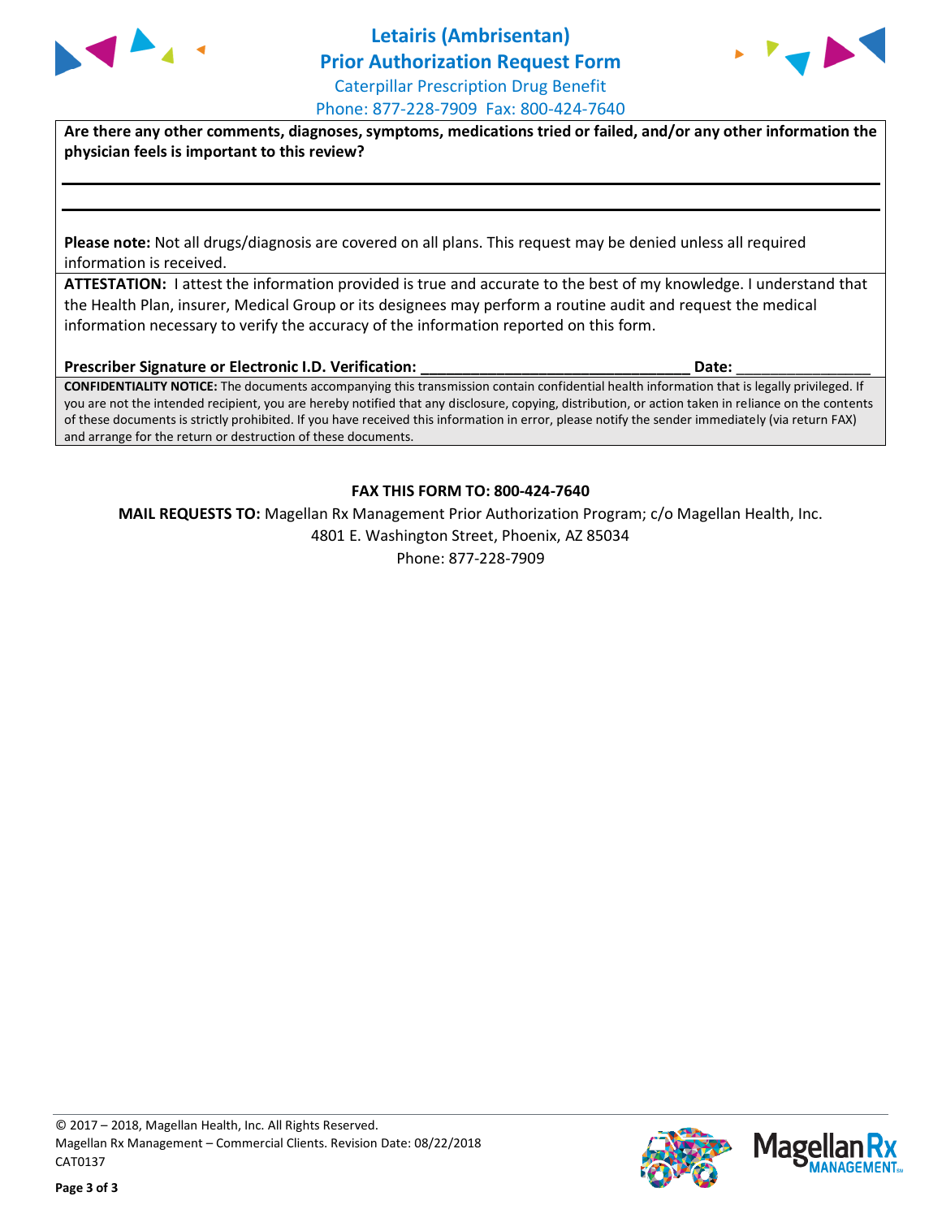**Are there any other comments, diagnoses, symptoms, medications tried or failed, and/or any other information the physician feels is important to this review?**

\_\_\_\_\_\_\_\_\_\_\_\_\_\_\_\_\_\_\_\_\_\_\_\_\_\_\_\_\_\_\_\_\_\_\_\_\_\_\_\_\_\_\_\_\_\_\_\_\_\_\_\_\_\_\_\_\_\_\_\_\_\_\_\_\_\_\_\_\_\_\_\_

\_\_\_\_\_\_\_\_\_\_\_\_\_\_\_\_\_\_\_\_\_\_\_\_\_\_\_\_\_\_\_\_\_\_\_\_\_\_\_\_\_\_\_\_\_\_\_\_\_\_\_\_\_\_\_\_\_\_\_\_\_\_\_\_\_\_\_\_\_\_\_\_

**Please note:** Not all drugs/diagnosis are covered on all plans. This request may be denied unless all required information is received.

**ATTESTATION:** I attest the information provided is true and accurate to the best of my knowledge. I understand that the Health Plan, insurer, Medical Group or its designees may perform a routine audit and request the medical information necessary to verify the accuracy of the information reported on this form.

**Prescriber Signature or Electronic I.D. Verification:** \_\_\_\_\_\_\_\_\_\_\_\_\_\_\_\_\_\_\_\_\_\_\_\_\_\_\_\_\_\_\_\_ **Date:** \_\_\_\_\_\_\_\_\_\_\_\_\_\_\_\_

**CONFIDENTIALITY NOTICE:** The documents accompanying this transmission contain confidential health information that is legally privileged. If you are not the intended recipient, you are hereby notified that any disclosure, copying, distribution, or action taken in reliance on the contents of these documents is strictly prohibited. If you have received this information in error, please notify the sender immediately (via return FAX) and arrange for the return or destruction of these documents.

**FAX THIS FORM TO: 800-424-7640**

**MAIL REQUESTS TO:** Magellan Rx Management Prior Authorization Program; c/o Magellan Health, Inc.
4801 E. Washington Street, Phoenix, AZ 85034
Phone: 877-228-7909

© 2017 – 2018, Magellan Health, Inc. All Rights Reserved.
Magellan Rx Management – Commercial Clients. Revision Date: 08/22/2018
CAT0137